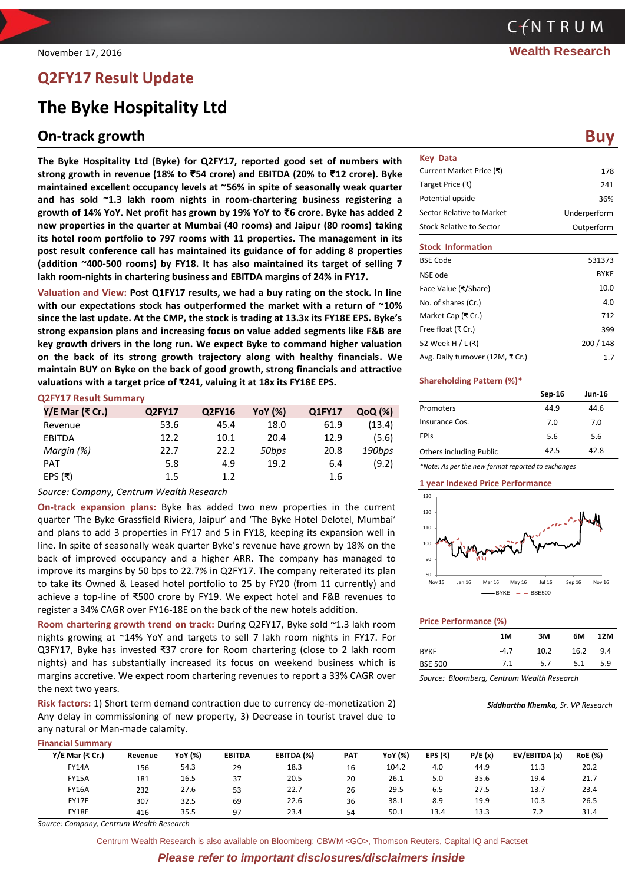November 17, 2016

**Wealth Research**

## Q2FY17 Result Update

# The Byke Hospitality Ltd

## On-track growth

**Buy**

**The Byke Hospitality Ltd (Byke) for Q2FY17, reported good set of numbers with strong growth in revenue (18% to ₹54 crore) and EBITDA (20% to ₹12 crore). Byke maintained excellent occupancy levels at ~56% in spite of seasonally weak quarter and has sold ~1.3 lakh room nights in room-chartering business registering a growth of 14% YoY. Net profit has grown by 19% YoY to ₹6 crore. Byke has added 2 new properties in the quarter at Mumbai (40 rooms) and Jaipur (80 rooms) taking its hotel room portfolio to 797 rooms with 11 properties. The management in its post result conference call has maintained its guidance of for adding 8 properties (addition ~400-500 rooms) by FY18. It has also maintained its target of selling 7 lakh room-nights in chartering business and EBITDA margins of 24% in FY17.**

**Valuation and View:** **Post Q1FY17 results, we had a buy rating on the stock. In line with our expectations stock has outperformed the market with a return of ~10% since the last update. At the CMP, the stock is trading at 13.3x its FY18E EPS. Byke's strong expansion plans and increasing focus on value added segments like F&B are key growth drivers in the long run. We expect Byke to command higher valuation on the back of its strong growth trajectory along with healthy financials. We maintain BUY on Byke on the back of good growth, strong financials and attractive valuations with a target price of ₹241, valuing it at 18x its FY18E EPS.**

**Q2FY17 Result Summary**

| Y/E Mar (₹ Cr.) | Q2FY17 | Q2FY16 | YoY (%) | Q1FY17 | QoQ (%) |
|---|---|---|---|---|---|
| Revenue | 53.6 | 45.4 | 18.0 | 61.9 | (13.4) |
| EBITDA | 12.2 | 10.1 | 20.4 | 12.9 | (5.6) |
| *Margin (%)* | 22.7 | 22.2 | *50bps* | 20.8 | *190bps* |
| PAT | 5.8 | 4.9 | 19.2 | 6.4 | (9.2) |
| EPS (₹) | 1.5 | 1.2 | | 1.6 | |

*Source: Company, Centrum Wealth Research*

**On-track expansion plans:** Byke has added two new properties in the current quarter 'The Byke Grassfield Riviera, Jaipur' and 'The Byke Hotel Delotel, Mumbai' and plans to add 3 properties in FY17 and 5 in FY18, keeping its expansion well in line. In spite of seasonally weak quarter Byke's revenue have grown by 18% on the back of improved occupancy and a higher ARR. The company has managed to improve its margins by 50 bps to 22.7% in Q2FY17. The company reiterated its plan to take its Owned & Leased hotel portfolio to 25 by FY20 (from 11 currently) and achieve a top-line of ₹500 crore by FY19. We expect hotel and F&B revenues to register a 34% CAGR over FY16-18E on the back of the new hotels addition.

**Room chartering growth trend on track:** During Q2FY17, Byke sold ~1.3 lakh room nights growing at ~14% YoY and targets to sell 7 lakh room nights in FY17. For Q3FY17, Byke has invested ₹37 crore for Room chartering (close to 2 lakh room nights) and has substantially increased its focus on weekend business which is margins accretive. We expect room chartering revenues to report a 33% CAGR over the next two years.

**Risk factors:** 1) Short term demand contraction due to currency de-monetization 2) Any delay in commissioning of new property, 3) Decrease in tourist travel due to any natural or Man-made calamity.

**Key Data**

| | |
|---|---|
| Current Market Price (₹) | 178 |
| Target Price (₹) | 241 |
| Potential upside | 36% |
| Sector Relative to Market | Underperform |
| Stock Relative to Sector | Outperform |

**Stock Information**

| | |
|---|---|
| BSE Code | 531373 |
| NSE ode | BYKE |
| Face Value (₹/Share) | 10.0 |
| No. of shares (Cr.) | 4.0 |
| Market Cap (₹ Cr.) | 712 |
| Free float (₹ Cr.) | 399 |
| 52 Week H / L (₹) | 200 / 148 |
| Avg. Daily turnover (12M, ₹ Cr.) | 1.7 |

**Shareholding Pattern (%)***

| | Sep-16 | Jun-16 |
|---|---|---|
| Promoters | 44.9 | 44.6 |
| Insurance Cos. | 7.0 | 7.0 |
| FPIs | 5.6 | 5.6 |
| Others including Public | 42.5 | 42.8 |

*\*Note: As per the new format reported to exchanges*

**1 year Indexed Price Performance**

**Price Performance (%)**

| | 1M | 3M | 6M | 12M |
|---|---|---|---|---|
| BYKE | -4.7 | 10.2 | 16.2 | 9.4 |
| BSE 500 | -7.1 | -5.7 | 5.1 | 5.9 |

*Source: Bloomberg, Centrum Wealth Research*

***Siddhartha Khemka**, Sr. VP Research*

**Financial Summary**

| Y/E Mar (₹ Cr.) | Revenue | YoY (%) | EBITDA | EBITDA (%) | PAT | YoY (%) | EPS (₹) | P/E (x) | EV/EBITDA (x) | RoE (%) |
|---|---|---|---|---|---|---|---|---|---|---|
| FY14A | 156 | 54.3 | 29 | 18.3 | 16 | 104.2 | 4.0 | 44.9 | 11.3 | 20.2 |
| FY15A | 181 | 16.5 | 37 | 20.5 | 20 | 26.1 | 5.0 | 35.6 | 19.4 | 21.7 |
| FY16A | 232 | 27.6 | 53 | 22.7 | 26 | 29.5 | 6.5 | 27.5 | 13.7 | 23.4 |
| FY17E | 307 | 32.5 | 69 | 22.6 | 36 | 38.1 | 8.9 | 19.9 | 10.3 | 26.5 |
| FY18E | 416 | 35.5 | 97 | 23.4 | 54 | 50.1 | 13.4 | 13.3 | 7.2 | 31.4 |

*Source: Company, Centrum Wealth Research*

Centrum Wealth Research is also available on Bloomberg: CBWM <GO>, Thomson Reuters, Capital IQ and Factset

***Please refer to important disclosures/disclaimers inside***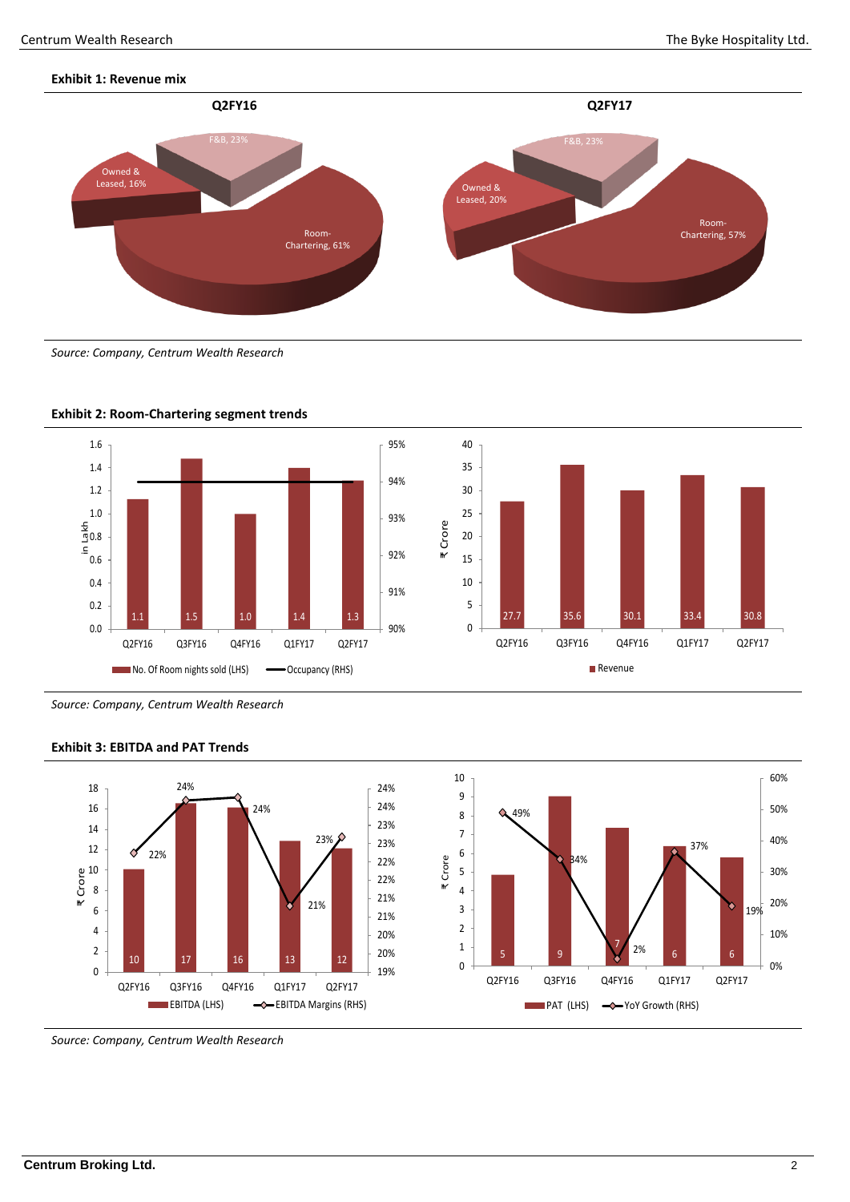**Exhibit 1: Revenue mix**

**Q2FY16**

| Segment | Share |
|---|---|
| Room-Chartering | 61% |
| F&B | 23% |
| Owned & Leased | 16% |

**Q2FY17**

| Segment | Share |
|---|---|
| Room-Chartering | 57% |
| F&B | 23% |
| Owned & Leased | 20% |

*Source: Company, Centrum Wealth Research*

**Exhibit 2: Room-Chartering segment trends**

| | Q2FY16 | Q3FY16 | Q4FY16 | Q1FY17 | Q2FY17 |
|---|---|---|---|---|---|
| No. Of Room nights sold (LHS, in Lakh) | 1.1 | 1.5 | 1.0 | 1.4 | 1.3 |
| Revenue (₹ Crore) | 27.7 | 35.6 | 30.1 | 33.4 | 30.8 |

*Source: Company, Centrum Wealth Research*

**Exhibit 3: EBITDA and PAT Trends**

| | Q2FY16 | Q3FY16 | Q4FY16 | Q1FY17 | Q2FY17 |
|---|---|---|---|---|---|
| EBITDA (LHS, ₹ Crore) | 10 | 17 | 16 | 13 | 12 |
| EBITDA Margins (RHS) | 22% | 24% | 24% | 21% | 23% |
| PAT (LHS, ₹ Crore) | 5 | 9 | 7 | 6 | 6 |
| YoY Growth (RHS) | 49% | 34% | 2% | 37% | 19% |

*Source: Company, Centrum Wealth Research*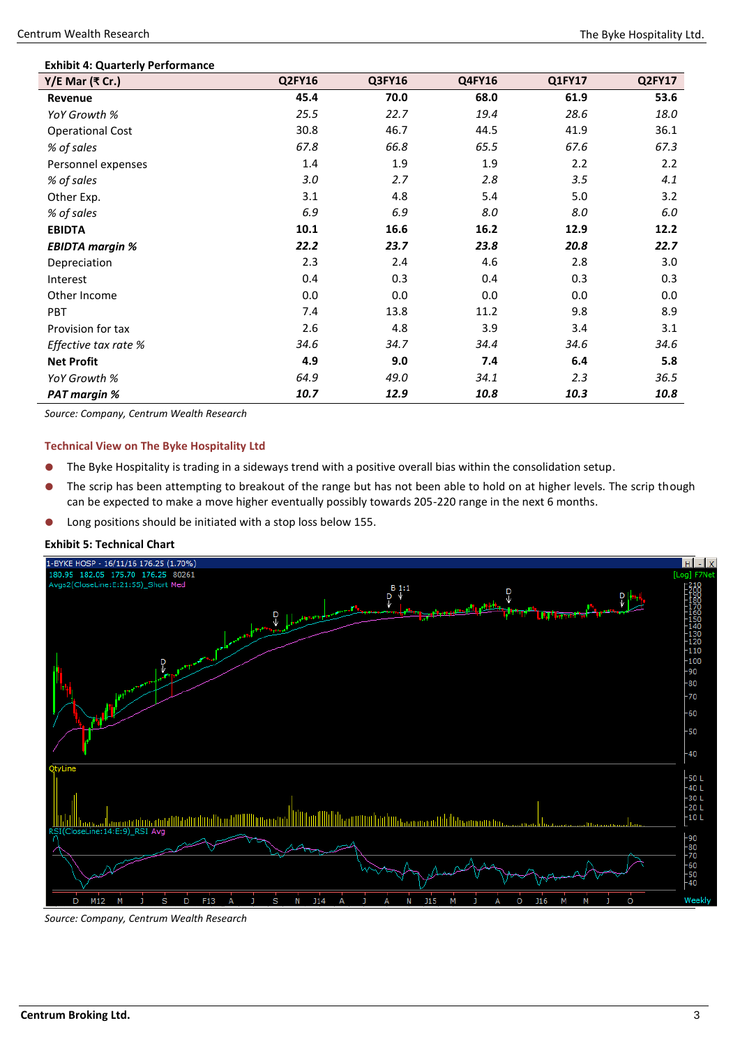**Exhibit 4: Quarterly Performance**

| Y/E Mar (₹ Cr.) | Q2FY16 | Q3FY16 | Q4FY16 | Q1FY17 | Q2FY17 |
|---|---|---|---|---|---|
| **Revenue** | **45.4** | **70.0** | **68.0** | **61.9** | **53.6** |
| *YoY Growth %* | *25.5* | *22.7* | *19.4* | *28.6* | *18.0* |
| Operational Cost | 30.8 | 46.7 | 44.5 | 41.9 | 36.1 |
| *% of sales* | *67.8* | *66.8* | *65.5* | *67.6* | *67.3* |
| Personnel expenses | 1.4 | 1.9 | 1.9 | 2.2 | 2.2 |
| *% of sales* | *3.0* | *2.7* | *2.8* | *3.5* | *4.1* |
| Other Exp. | 3.1 | 4.8 | 5.4 | 5.0 | 3.2 |
| *% of sales* | *6.9* | *6.9* | *8.0* | *8.0* | *6.0* |
| **EBIDTA** | **10.1** | **16.6** | **16.2** | **12.9** | **12.2** |
| ***EBIDTA margin %*** | ***22.2*** | ***23.7*** | ***23.8*** | ***20.8*** | ***22.7*** |
| Depreciation | 2.3 | 2.4 | 4.6 | 2.8 | 3.0 |
| Interest | 0.4 | 0.3 | 0.4 | 0.3 | 0.3 |
| Other Income | 0.0 | 0.0 | 0.0 | 0.0 | 0.0 |
| PBT | 7.4 | 13.8 | 11.2 | 9.8 | 8.9 |
| Provision for tax | 2.6 | 4.8 | 3.9 | 3.4 | 3.1 |
| *Effective tax rate %* | *34.6* | *34.7* | *34.4* | *34.6* | *34.6* |
| **Net Profit** | **4.9** | **9.0** | **7.4** | **6.4** | **5.8** |
| *YoY Growth %* | *64.9* | *49.0* | *34.1* | *2.3* | *36.5* |
| ***PAT margin %*** | ***10.7*** | ***12.9*** | ***10.8*** | ***10.3*** | ***10.8*** |

*Source: Company, Centrum Wealth Research*

### Technical View on The Byke Hospitality Ltd

- The Byke Hospitality is trading in a sideways trend with a positive overall bias within the consolidation setup.
- The scrip has been attempting to breakout of the range but has not been able to hold on at higher levels. The scrip though can be expected to make a move higher eventually possibly towards 205-220 range in the next 6 months.
- Long positions should be initiated with a stop loss below 155.

**Exhibit 5: Technical Chart**

*Source: Company, Centrum Wealth Research*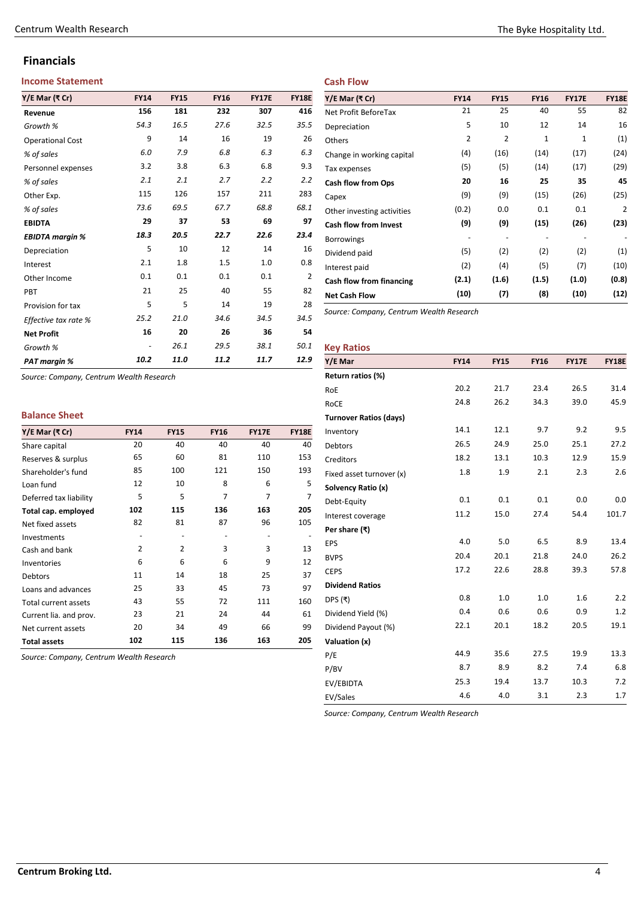## Financials

### Income Statement

| Y/E Mar (₹ Cr) | FY14 | FY15 | FY16 | FY17E | FY18E |
|---|---|---|---|---|---|
| **Revenue** | **156** | **181** | **232** | **307** | **416** |
| *Growth %* | *54.3* | *16.5* | *27.6* | *32.5* | *35.5* |
| Operational Cost | 9 | 14 | 16 | 19 | 26 |
| *% of sales* | *6.0* | *7.9* | *6.8* | *6.3* | *6.3* |
| Personnel expenses | 3.2 | 3.8 | 6.3 | 6.8 | 9.3 |
| *% of sales* | *2.1* | *2.1* | *2.7* | *2.2* | *2.2* |
| Other Exp. | 115 | 126 | 157 | 211 | 283 |
| *% of sales* | *73.6* | *69.5* | *67.7* | *68.8* | *68.1* |
| **EBIDTA** | **29** | **37** | **53** | **69** | **97** |
| ***EBIDTA margin %*** | ***18.3*** | ***20.5*** | ***22.7*** | ***22.6*** | ***23.4*** |
| Depreciation | 5 | 10 | 12 | 14 | 16 |
| Interest | 2.1 | 1.8 | 1.5 | 1.0 | 0.8 |
| Other Income | 0.1 | 0.1 | 0.1 | 0.1 | 2 |
| PBT | 21 | 25 | 40 | 55 | 82 |
| Provision for tax | 5 | 5 | 14 | 19 | 28 |
| *Effective tax rate %* | *25.2* | *21.0* | *34.6* | *34.5* | *34.5* |
| **Net Profit** | **16** | **20** | **26** | **36** | **54** |
| *Growth %* | - | *26.1* | *29.5* | *38.1* | *50.1* |
| ***PAT margin %*** | ***10.2*** | ***11.0*** | ***11.2*** | ***11.7*** | ***12.9*** |

*Source: Company, Centrum Wealth Research*

### Balance Sheet

| Y/E Mar (₹ Cr) | FY14 | FY15 | FY16 | FY17E | FY18E |
|---|---|---|---|---|---|
| Share capital | 20 | 40 | 40 | 40 | 40 |
| Reserves & surplus | 65 | 60 | 81 | 110 | 153 |
| Shareholder's fund | 85 | 100 | 121 | 150 | 193 |
| Loan fund | 12 | 10 | 8 | 6 | 5 |
| Deferred tax liability | 5 | 5 | 7 | 7 | 7 |
| **Total cap. employed** | **102** | **115** | **136** | **163** | **205** |
| Net fixed assets | 82 | 81 | 87 | 96 | 105 |
| Investments | - | - | - | - | - |
| Cash and bank | 2 | 2 | 3 | 3 | 13 |
| Inventories | 6 | 6 | 6 | 9 | 12 |
| Debtors | 11 | 14 | 18 | 25 | 37 |
| Loans and advances | 25 | 33 | 45 | 73 | 97 |
| Total current assets | 43 | 55 | 72 | 111 | 160 |
| Current lia. and prov. | 23 | 21 | 24 | 44 | 61 |
| Net current assets | 20 | 34 | 49 | 66 | 99 |
| **Total assets** | **102** | **115** | **136** | **163** | **205** |

*Source: Company, Centrum Wealth Research*

### Cash Flow

| Y/E Mar (₹ Cr) | FY14 | FY15 | FY16 | FY17E | FY18E |
|---|---|---|---|---|---|
| Net Profit BeforeTax | 21 | 25 | 40 | 55 | 82 |
| Depreciation | 5 | 10 | 12 | 14 | 16 |
| Others | 2 | 2 | 1 | 1 | (1) |
| Change in working capital | (4) | (16) | (14) | (17) | (24) |
| Tax expenses | (5) | (5) | (14) | (17) | (29) |
| **Cash flow from Ops** | **20** | **16** | **25** | **35** | **45** |
| Capex | (9) | (9) | (15) | (26) | (25) |
| Other investing activities | (0.2) | 0.0 | 0.1 | 0.1 | 2 |
| **Cash flow from Invest** | **(9)** | **(9)** | **(15)** | **(26)** | **(23)** |
| Borrowings | - | - | - | - | - |
| Dividend paid | (5) | (2) | (2) | (2) | (1) |
| Interest paid | (2) | (4) | (5) | (7) | (10) |
| **Cash flow from financing** | **(2.1)** | **(1.6)** | **(1.5)** | **(1.0)** | **(0.8)** |
| **Net Cash Flow** | **(10)** | **(7)** | **(8)** | **(10)** | **(12)** |

*Source: Company, Centrum Wealth Research*

### Key Ratios

| Y/E Mar | FY14 | FY15 | FY16 | FY17E | FY18E |
|---|---|---|---|---|---|
| **Return ratios (%)** | | | | | |
| RoE | 20.2 | 21.7 | 23.4 | 26.5 | 31.4 |
| RoCE | 24.8 | 26.2 | 34.3 | 39.0 | 45.9 |
| **Turnover Ratios (days)** | | | | | |
| Inventory | 14.1 | 12.1 | 9.7 | 9.2 | 9.5 |
| Debtors | 26.5 | 24.9 | 25.0 | 25.1 | 27.2 |
| Creditors | 18.2 | 13.1 | 10.3 | 12.9 | 15.9 |
| Fixed asset turnover (x) | 1.8 | 1.9 | 2.1 | 2.3 | 2.6 |
| **Solvency Ratio (x)** | | | | | |
| Debt-Equity | 0.1 | 0.1 | 0.1 | 0.0 | 0.0 |
| Interest coverage | 11.2 | 15.0 | 27.4 | 54.4 | 101.7 |
| **Per share (₹)** | | | | | |
| EPS | 4.0 | 5.0 | 6.5 | 8.9 | 13.4 |
| BVPS | 20.4 | 20.1 | 21.8 | 24.0 | 26.2 |
| CEPS | 17.2 | 22.6 | 28.8 | 39.3 | 57.8 |
| **Dividend Ratios** | | | | | |
| DPS (₹) | 0.8 | 1.0 | 1.0 | 1.6 | 2.2 |
| Dividend Yield (%) | 0.4 | 0.6 | 0.6 | 0.9 | 1.2 |
| Dividend Payout (%) | 22.1 | 20.1 | 18.2 | 20.5 | 19.1 |
| **Valuation (x)** | | | | | |
| P/E | 44.9 | 35.6 | 27.5 | 19.9 | 13.3 |
| P/BV | 8.7 | 8.9 | 8.2 | 7.4 | 6.8 |
| EV/EBIDTA | 25.3 | 19.4 | 13.7 | 10.3 | 7.2 |
| EV/Sales | 4.6 | 4.0 | 3.1 | 2.3 | 1.7 |

*Source: Company, Centrum Wealth Research*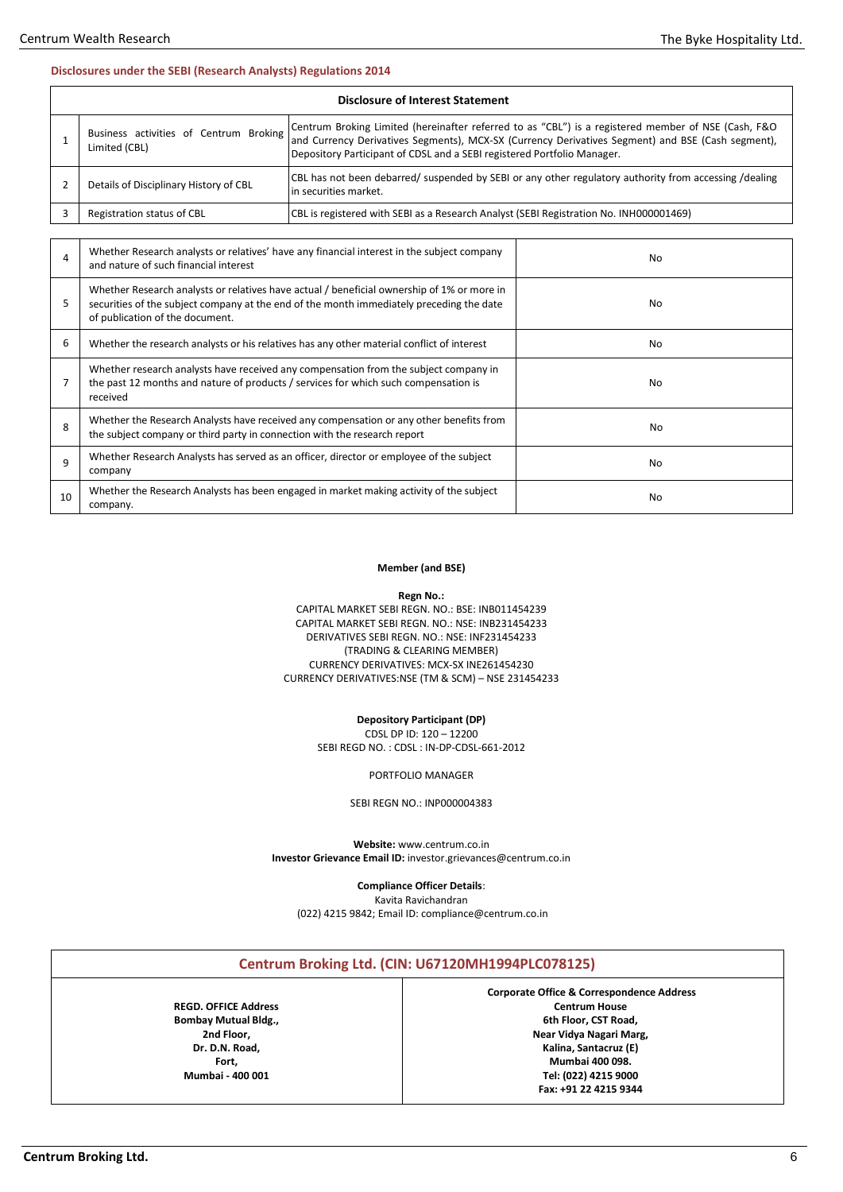### Disclosures under the SEBI (Research Analysts) Regulations 2014

| Disclosure of Interest Statement | | |
|---|---|---|
| 1 | Business activities of Centrum Broking Limited (CBL) | Centrum Broking Limited (hereinafter referred to as "CBL") is a registered member of NSE (Cash, F&O and Currency Derivatives Segments), MCX-SX (Currency Derivatives Segment) and BSE (Cash segment), Depository Participant of CDSL and a SEBI registered Portfolio Manager. |
| 2 | Details of Disciplinary History of CBL | CBL has not been debarred/ suspended by SEBI or any other regulatory authority from accessing /dealing in securities market. |
| 3 | Registration status of CBL | CBL is registered with SEBI as a Research Analyst (SEBI Registration No. INH000001469) |

| | | |
|---|---|---|
| 4 | Whether Research analysts or relatives' have any financial interest in the subject company and nature of such financial interest | No |
| 5 | Whether Research analysts or relatives have actual / beneficial ownership of 1% or more in securities of the subject company at the end of the month immediately preceding the date of publication of the document. | No |
| 6 | Whether the research analysts or his relatives has any other material conflict of interest | No |
| 7 | Whether research analysts have received any compensation from the subject company in the past 12 months and nature of products / services for which such compensation is received | No |
| 8 | Whether the Research Analysts have received any compensation or any other benefits from the subject company or third party in connection with the research report | No |
| 9 | Whether Research Analysts has served as an officer, director or employee of the subject company | No |
| 10 | Whether the Research Analysts has been engaged in market making activity of the subject company. | No |

**Member (and BSE)**

**Regn No.:**
CAPITAL MARKET SEBI REGN. NO.: BSE: INB011454239
CAPITAL MARKET SEBI REGN. NO.: NSE: INB231454233
DERIVATIVES SEBI REGN. NO.: NSE: INF231454233
(TRADING & CLEARING MEMBER)
CURRENCY DERIVATIVES: MCX-SX INE261454230
CURRENCY DERIVATIVES:NSE (TM & SCM) – NSE 231454233

**Depository Participant (DP)**
CDSL DP ID: 120 – 12200
SEBI REGD NO. : CDSL : IN-DP-CDSL-661-2012

PORTFOLIO MANAGER

SEBI REGN NO.: INP000004383

**Website:** www.centrum.co.in
**Investor Grievance Email ID:** investor.grievances@centrum.co.in

**Compliance Officer Details**:
Kavita Ravichandran
(022) 4215 9842; Email ID: compliance@centrum.co.in

| Centrum Broking Ltd. (CIN: U67120MH1994PLC078125) | |
|---|---|
| **REGD. OFFICE Address**<br>**Bombay Mutual Bldg.,**<br>**2nd Floor,**<br>**Dr. D.N. Road,**<br>**Fort,**<br>**Mumbai - 400 001** | **Corporate Office & Correspondence Address**<br>**Centrum House**<br>**6th Floor, CST Road,**<br>**Near Vidya Nagari Marg,**<br>**Kalina, Santacruz (E)**<br>**Mumbai 400 098.**<br>**Tel: (022) 4215 9000**<br>**Fax: +91 22 4215 9344** |